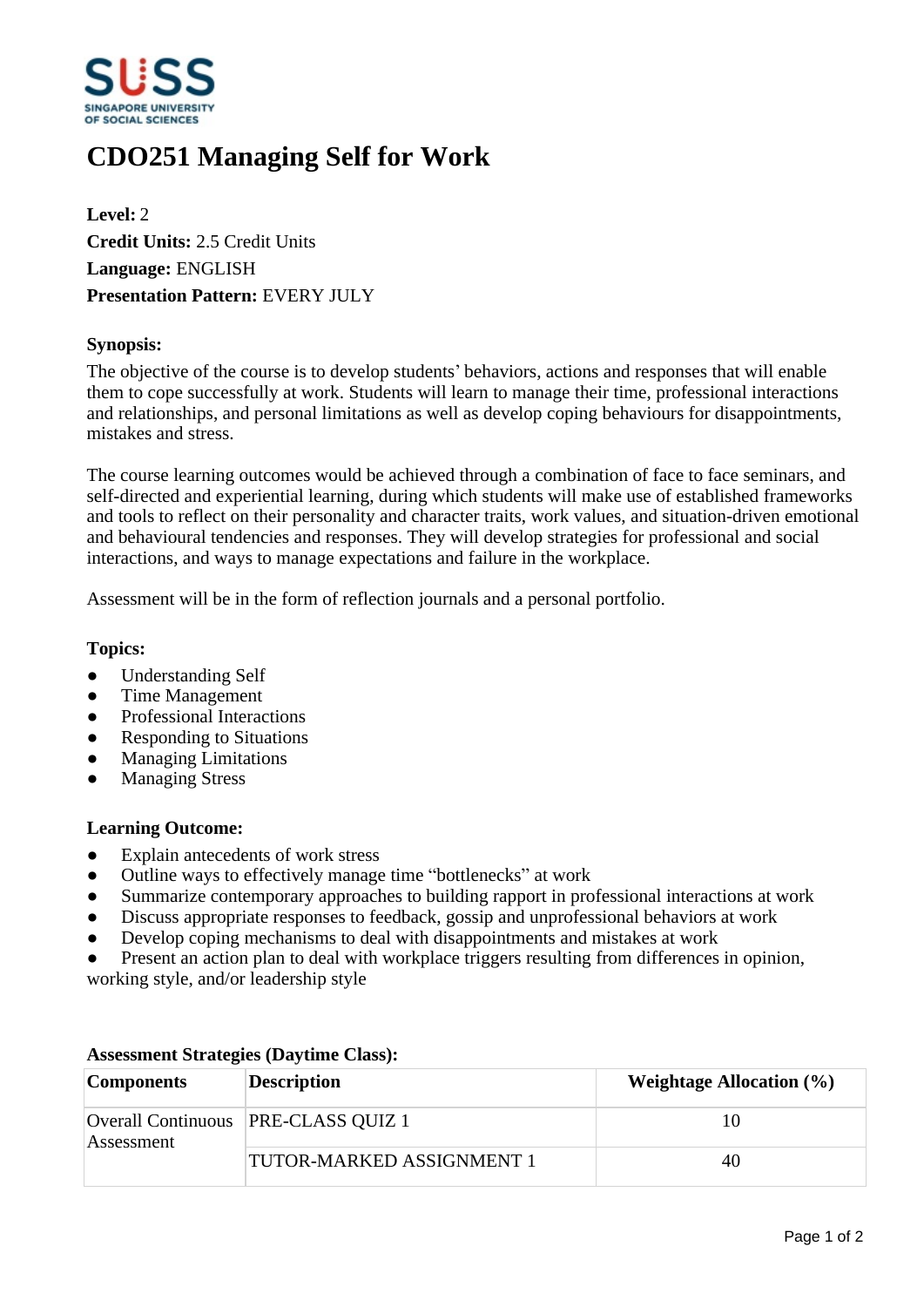# CDO251 Managing Self for Work

**Level:** 2
**Credit Units:** 2.5 Credit Units
**Language:** ENGLISH
**Presentation Pattern:** EVERY JULY

### Synopsis:

The objective of the course is to develop students' behaviors, actions and responses that will enable them to cope successfully at work. Students will learn to manage their time, professional interactions and relationships, and personal limitations as well as develop coping behaviours for disappointments, mistakes and stress.

The course learning outcomes would be achieved through a combination of face to face seminars, and self-directed and experiential learning, during which students will make use of established frameworks and tools to reflect on their personality and character traits, work values, and situation-driven emotional and behavioural tendencies and responses. They will develop strategies for professional and social interactions, and ways to manage expectations and failure in the workplace.

Assessment will be in the form of reflection journals and a personal portfolio.

### Topics:

- Understanding Self
- Time Management
- Professional Interactions
- Responding to Situations
- Managing Limitations
- Managing Stress

### Learning Outcome:

- Explain antecedents of work stress
- Outline ways to effectively manage time "bottlenecks" at work
- Summarize contemporary approaches to building rapport in professional interactions at work
- Discuss appropriate responses to feedback, gossip and unprofessional behaviors at work
- Develop coping mechanisms to deal with disappointments and mistakes at work
- Present an action plan to deal with workplace triggers resulting from differences in opinion, working style, and/or leadership style

### Assessment Strategies (Daytime Class):

| Components | Description | Weightage Allocation (%) |
|---|---|---|
| Overall Continuous Assessment | PRE-CLASS QUIZ 1 | 10 |
| | TUTOR-MARKED ASSIGNMENT 1 | 40 |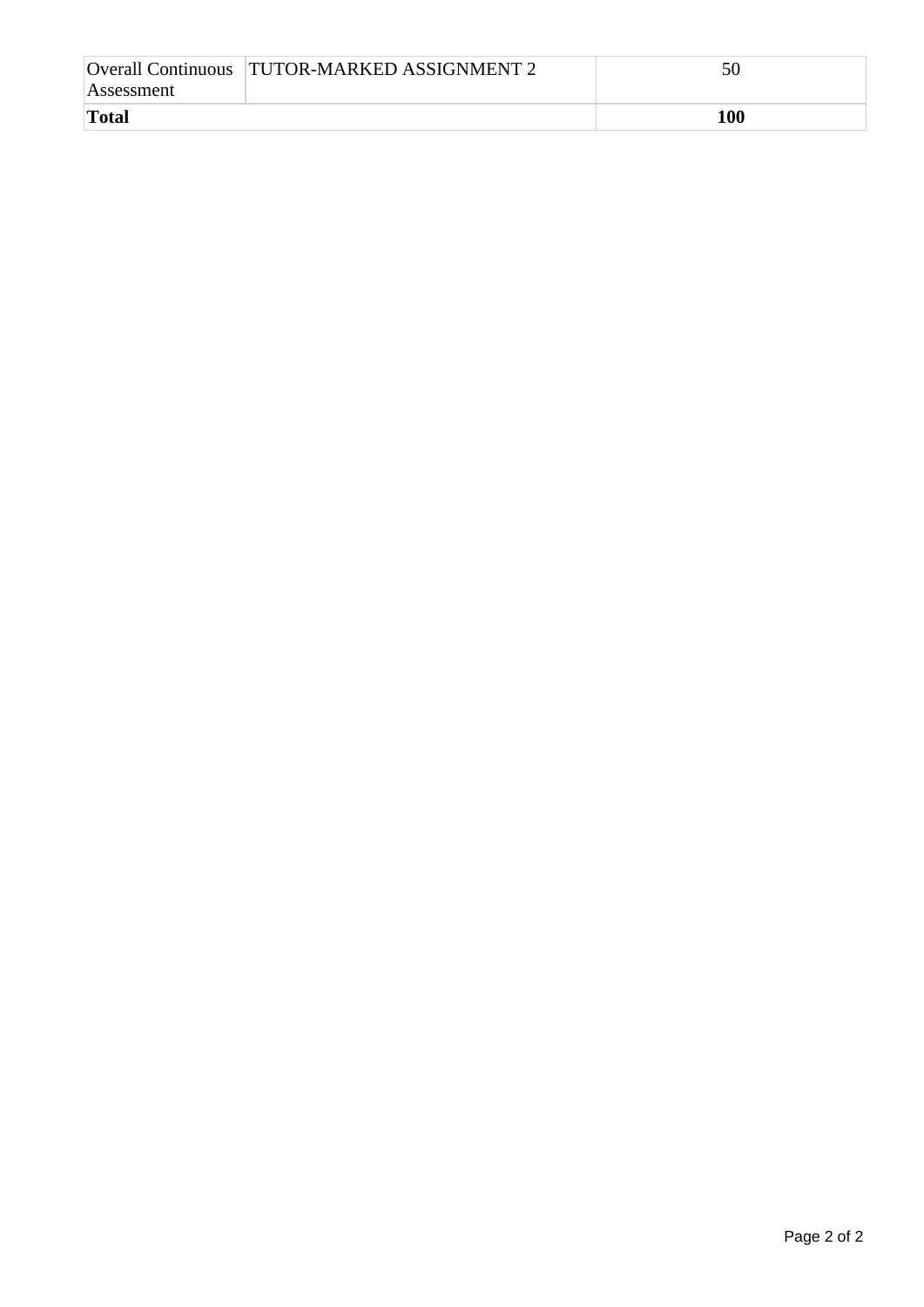| | | |
|---|---|---|
| Overall Continuous Assessment | TUTOR-MARKED ASSIGNMENT 2 | 50 |
| **Total** | | **100** |